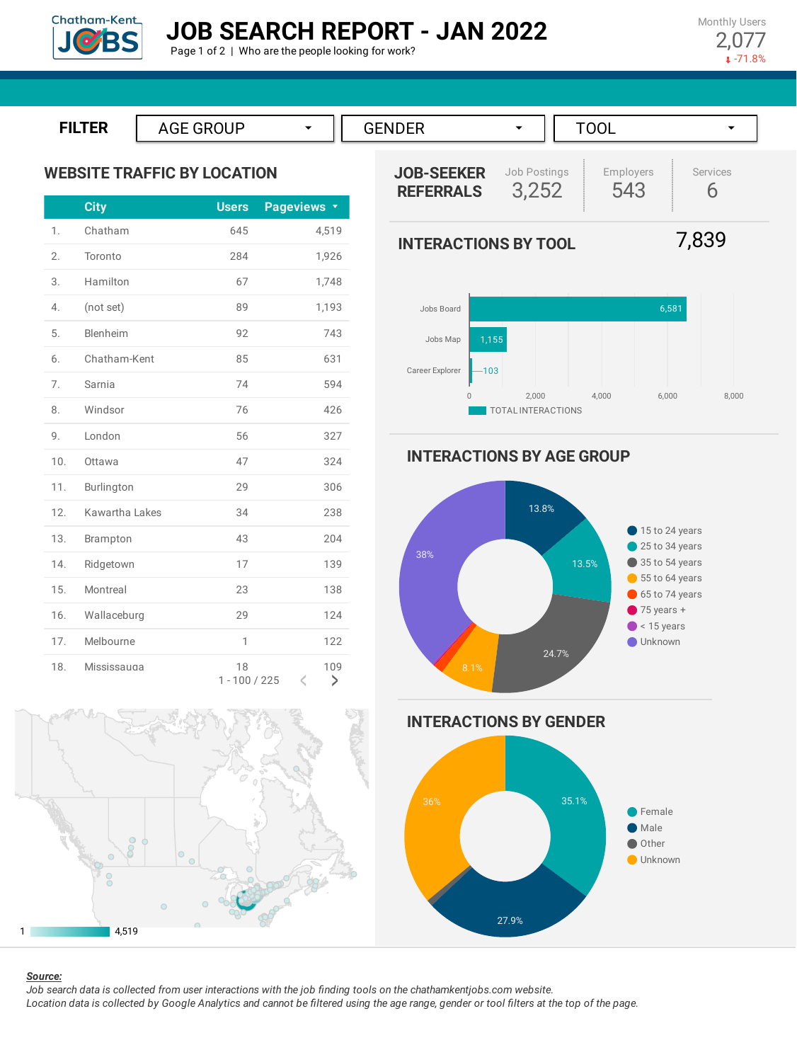# JOB SEARCH REPORT - JAN 2022

Page 1 of 2 | Who are the people looking for work?

Monthly Users
2,077
-71.8%

**FILTER** AGE GROUP | GENDER | TOOL

## WEBSITE TRAFFIC BY LOCATION

| | City | Users | Pageviews |
|---|---|---|---|
| 1. | Chatham | 645 | 4,519 |
| 2. | Toronto | 284 | 1,926 |
| 3. | Hamilton | 67 | 1,748 |
| 4. | (not set) | 89 | 1,193 |
| 5. | Blenheim | 92 | 743 |
| 6. | Chatham-Kent | 85 | 631 |
| 7. | Sarnia | 74 | 594 |
| 8. | Windsor | 76 | 426 |
| 9. | London | 56 | 327 |
| 10. | Ottawa | 47 | 324 |
| 11. | Burlington | 29 | 306 |
| 12. | Kawartha Lakes | 34 | 238 |
| 13. | Brampton | 43 | 204 |
| 14. | Ridgetown | 17 | 139 |
| 15. | Montreal | 23 | 138 |
| 16. | Wallaceburg | 29 | 124 |
| 17. | Melbourne | 1 | 122 |
| 18. | Mississauga | 18 | 109 |

1 - 100 / 225

1 — 4,519

## JOB-SEEKER REFERRALS

| Job Postings | Employers | Services |
|---|---|---|
| 3,252 | 543 | 6 |

## INTERACTIONS BY TOOL

7,839

| Tool | Total Interactions |
|---|---|
| Jobs Board | 6,581 |
| Jobs Map | 1,155 |
| Career Explorer | 103 |

## INTERACTIONS BY AGE GROUP

| Age Group | Share |
|---|---|
| 15 to 24 years | 13.8% |
| 25 to 34 years | 13.5% |
| 35 to 54 years | 24.7% |
| 55 to 64 years | 8.1% |
| 65 to 74 years | |
| 75 years + | |
| < 15 years | |
| Unknown | 38% |

## INTERACTIONS BY GENDER

| Gender | Share |
|---|---|
| Female | 35.1% |
| Male | 27.9% |
| Other | |
| Unknown | 36% |

***Source:***
*Job search data is collected from user interactions with the job finding tools on the chathamkentjobs.com website.*
*Location data is collected by Google Analytics and cannot be filtered using the age range, gender or tool filters at the top of the page.*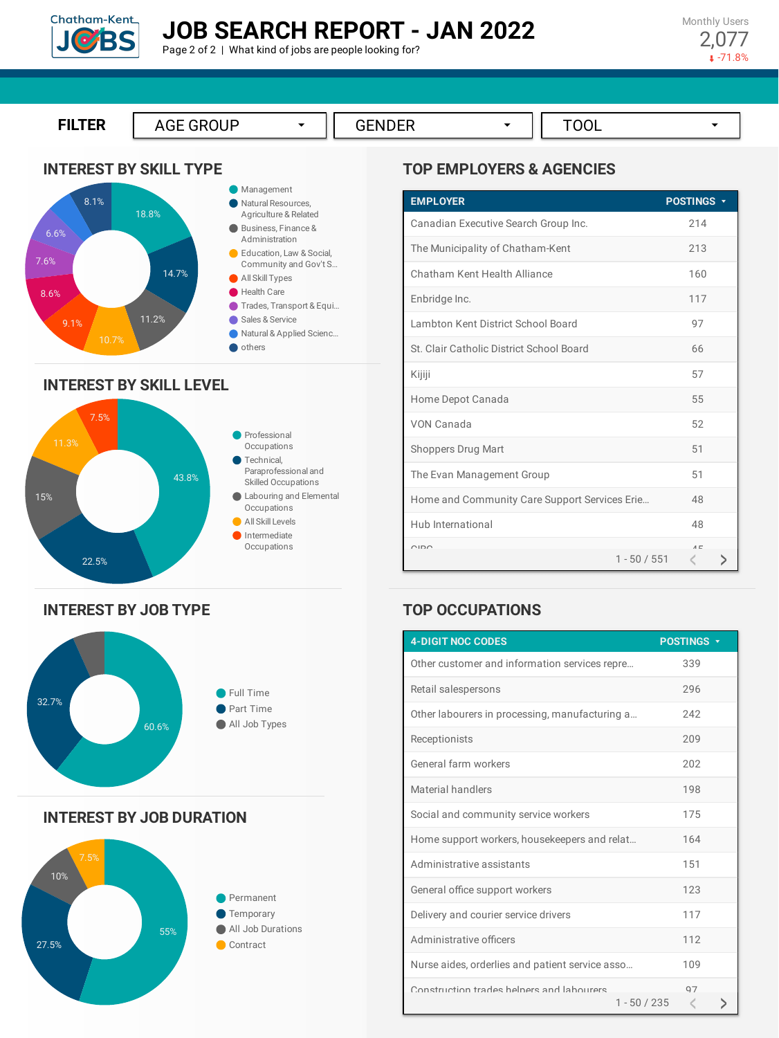# JOB SEARCH REPORT - JAN 2022

Page 2 of 2 | What kind of jobs are people looking for?

Monthly Users
2,077
-71.8%

FILTER: AGE GROUP | GENDER | TOOL

## INTEREST BY SKILL TYPE

18.8%
14.7%
11.2%
10.7%
9.1%
8.6%
7.6%
6.6%
8.1%

- Management
- Natural Resources, Agriculture & Related
- Business, Finance & Administration
- Education, Law & Social, Community and Gov't S...
- All Skill Types
- Health Care
- Trades, Transport & Equi...
- Sales & Service
- Natural & Applied Scienc...
- others

## INTEREST BY SKILL LEVEL

43.8%
22.5%
15%
11.3%
7.5%

- Professional Occupations
- Technical, Paraprofessional and Skilled Occupations
- Labouring and Elemental Occupations
- All Skill Levels
- Intermediate Occupations

## INTEREST BY JOB TYPE

60.6%
32.7%

- Full Time
- Part Time
- All Job Types

## INTEREST BY JOB DURATION

55%
27.5%
10%
7.5%

- Permanent
- Temporary
- All Job Durations
- Contract

## TOP EMPLOYERS & AGENCIES

| EMPLOYER | POSTINGS |
|---|---|
| Canadian Executive Search Group Inc. | 214 |
| The Municipality of Chatham-Kent | 213 |
| Chatham Kent Health Alliance | 160 |
| Enbridge Inc. | 117 |
| Lambton Kent District School Board | 97 |
| St. Clair Catholic District School Board | 66 |
| Kijiji | 57 |
| Home Depot Canada | 55 |
| VON Canada | 52 |
| Shoppers Drug Mart | 51 |
| The Evan Management Group | 51 |
| Home and Community Care Support Services Erie... | 48 |
| Hub International | 48 |
| CIRC | 45 |

1 - 50 / 551

## TOP OCCUPATIONS

| 4-DIGIT NOC CODES | POSTINGS |
|---|---|
| Other customer and information services repre... | 339 |
| Retail salespersons | 296 |
| Other labourers in processing, manufacturing a... | 242 |
| Receptionists | 209 |
| General farm workers | 202 |
| Material handlers | 198 |
| Social and community service workers | 175 |
| Home support workers, housekeepers and relat... | 164 |
| Administrative assistants | 151 |
| General office support workers | 123 |
| Delivery and courier service drivers | 117 |
| Administrative officers | 112 |
| Nurse aides, orderlies and patient service asso... | 109 |
| Construction trades helpers and labourers | 97 |

1 - 50 / 235